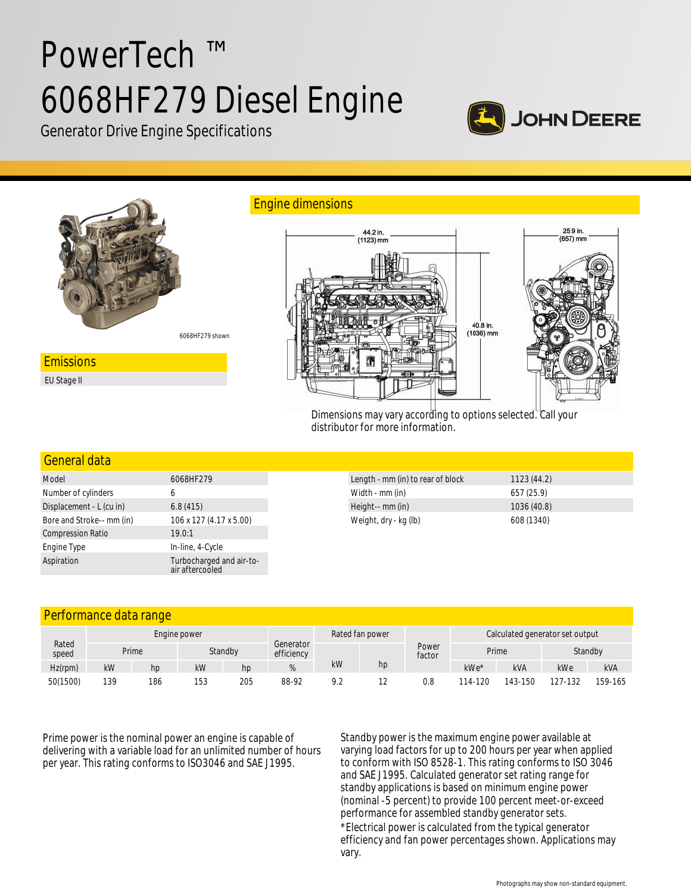# PowerTech ™ 6068HF279 Diesel Engine

Generator Drive Engine Specifications

JOHN DEERE

6068HF279 shown

## Emissions

EU Stage II

## Engine dimensions

44.2 in. (1123) mm

25.9 in. (657) mm

40.8 in. (1036) mm

Dimensions may vary according to options selected. Call your distributor for more information.

## General data

| | |
|---|---|
| Model | 6068HF279 |
| Number of cylinders | 6 |
| Displacement - L (cu in) | 6.8 (415) |
| Bore and Stroke-- mm (in) | 106 x 127 (4.17 x 5.00) |
| Compression Ratio | 19.0:1 |
| Engine Type | In-line, 4-Cycle |
| Aspiration | Turbocharged and air-to-air aftercooled |

| | |
|---|---|
| Length - mm (in) to rear of block | 1123 (44.2) |
| Width - mm (in) | 657 (25.9) |
| Height-- mm (in) | 1036 (40.8) |
| Weight, dry - kg (lb) | 608 (1340) |

## Performance data range

| Rated speed | Engine power | | | | Generator efficiency | Rated fan power | | Power factor | Calculated generator set output | | | |
|---|---|---|---|---|---|---|---|---|---|---|---|---|
| | Prime | | Standby | | | | | | Prime | | Standby | |
| Hz(rpm) | kW | hp | kW | hp | % | kW | hp | | kWe* | kVA | kWe | kVA |
| 50(1500) | 139 | 186 | 153 | 205 | 88-92 | 9.2 | 12 | 0.8 | 114-120 | 143-150 | 127-132 | 159-165 |

Prime power is the nominal power an engine is capable of delivering with a variable load for an unlimited number of hours per year. This rating conforms to ISO3046 and SAE J1995.

Standby power is the maximum engine power available at varying load factors for up to 200 hours per year when applied to conform with ISO 8528-1. This rating conforms to ISO 3046 and SAE J1995. Calculated generator set rating range for standby applications is based on minimum engine power (nominal -5 percent) to provide 100 percent meet-or-exceed performance for assembled standby generator sets.

*Electrical power is calculated from the typical generator efficiency and fan power percentages shown. Applications may vary.

Photographs may show non-standard equipment.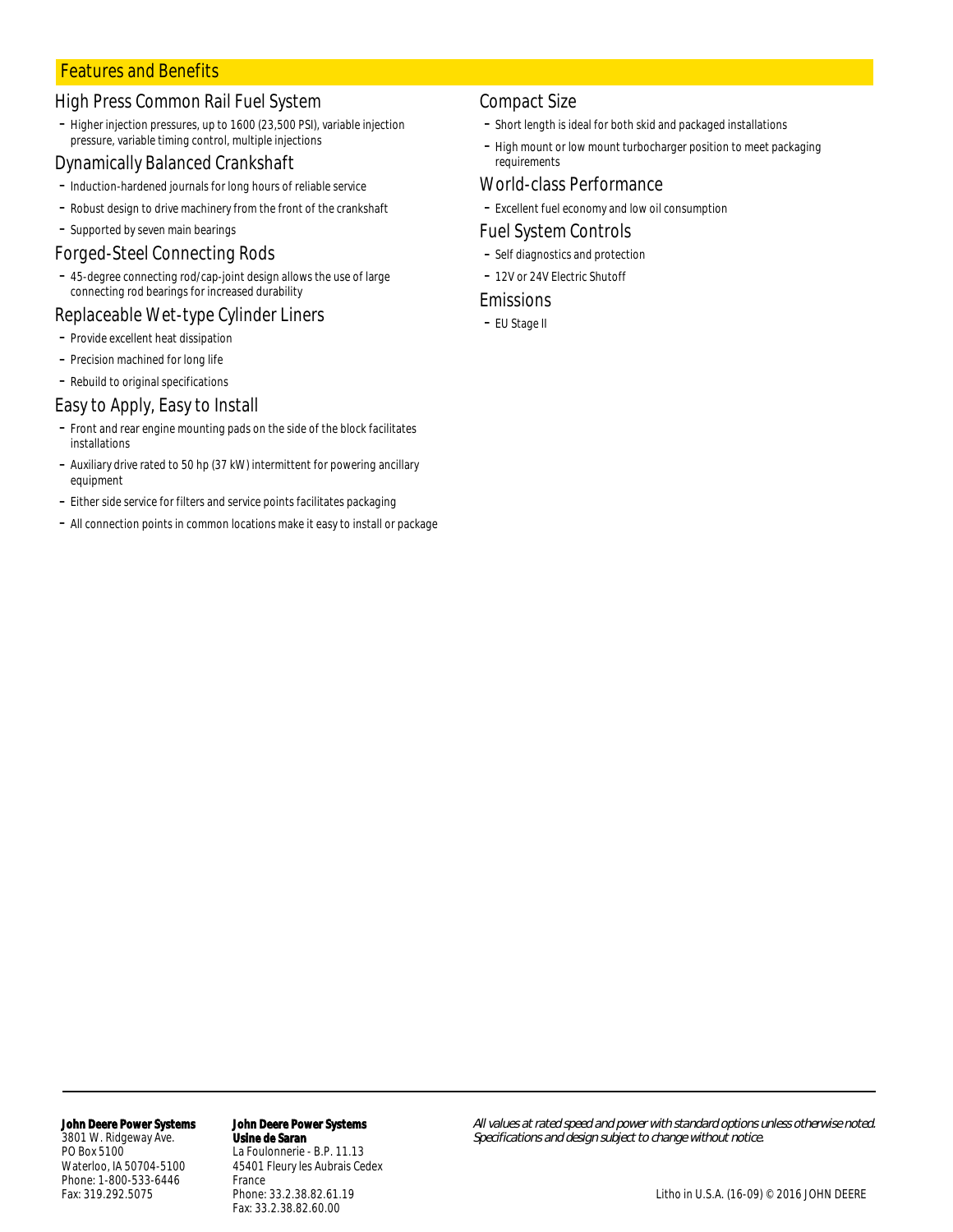## Features and Benefits

### High Press Common Rail Fuel System

- Higher injection pressures, up to 1600 (23,500 PSI), variable injection pressure, variable timing control, multiple injections

### Dynamically Balanced Crankshaft

- Induction-hardened journals for long hours of reliable service
- Robust design to drive machinery from the front of the crankshaft
- Supported by seven main bearings

### Forged-Steel Connecting Rods

- 45-degree connecting rod/cap-joint design allows the use of large connecting rod bearings for increased durability

### Replaceable Wet-type Cylinder Liners

- Provide excellent heat dissipation
- Precision machined for long life
- Rebuild to original specifications

### Easy to Apply, Easy to Install

- Front and rear engine mounting pads on the side of the block facilitates installations
- Auxiliary drive rated to 50 hp (37 kW) intermittent for powering ancillary equipment
- Either side service for filters and service points facilitates packaging
- All connection points in common locations make it easy to install or package

### Compact Size

- Short length is ideal for both skid and packaged installations
- High mount or low mount turbocharger position to meet packaging requirements

### World-class Performance

- Excellent fuel economy and low oil consumption

### Fuel System Controls

- Self diagnostics and protection
- 12V or 24V Electric Shutoff

### Emissions

- EU Stage II

---

**John Deere Power Systems**
3801 W. Ridgeway Ave.
PO Box 5100
Waterloo, IA 50704-5100
Phone: 1-800-533-6446
Fax: 319.292.5075

**John Deere Power Systems**
**Usine de Saran**
La Foulonnerie - B.P. 11.13
45401 Fleury les Aubrais Cedex
France
Phone: 33.2.38.82.61.19
Fax: 33.2.38.82.60.00

*All values at rated speed and power with standard options unless otherwise noted.*
*Specifications and design subject to change without notice.*

Litho in U.S.A. (16-09) © 2016 JOHN DEERE